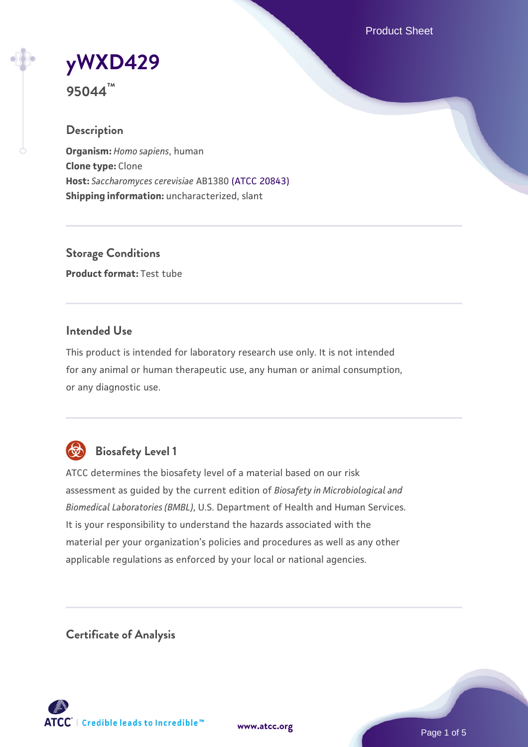# yWXD429

**95044™**

## Description

**Organism:** *Homo sapiens*, human
**Clone type:** Clone
**Host:** *Saccharomyces cerevisiae* AB1380 (ATCC 20843)
**Shipping information:** uncharacterized, slant

## Storage Conditions

**Product format:** Test tube

## Intended Use

This product is intended for laboratory research use only. It is not intended for any animal or human therapeutic use, any human or animal consumption, or any diagnostic use.

## Biosafety Level 1

ATCC determines the biosafety level of a material based on our risk assessment as guided by the current edition of *Biosafety in Microbiological and Biomedical Laboratories (BMBL)*, U.S. Department of Health and Human Services. It is your responsibility to understand the hazards associated with the material per your organization's policies and procedures as well as any other applicable regulations as enforced by your local or national agencies.

## Certificate of Analysis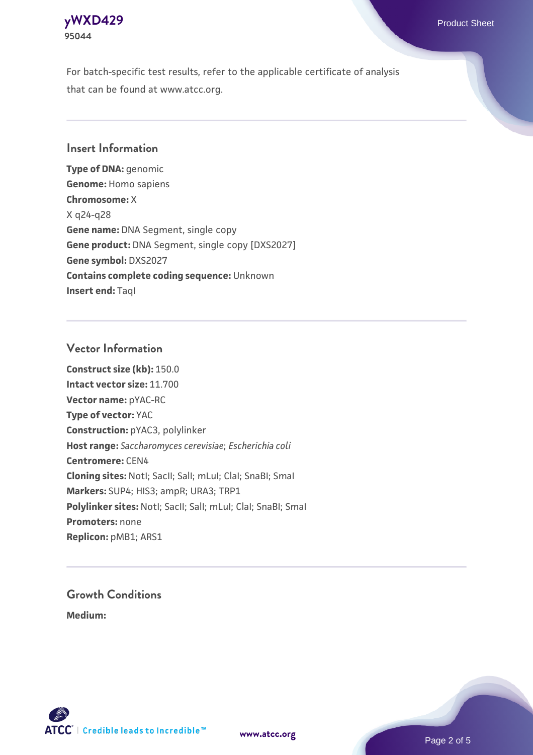For batch-specific test results, refer to the applicable certificate of analysis that can be found at www.atcc.org.

## Insert Information

**Type of DNA:** genomic
**Genome:** Homo sapiens
**Chromosome:** X
X q24-q28
**Gene name:** DNA Segment, single copy
**Gene product:** DNA Segment, single copy [DXS2027]
**Gene symbol:** DXS2027
**Contains complete coding sequence:** Unknown
**Insert end:** TaqI

## Vector Information

**Construct size (kb):** 150.0
**Intact vector size:** 11.700
**Vector name:** pYAC-RC
**Type of vector:** YAC
**Construction:** pYAC3, polylinker
**Host range:** *Saccharomyces cerevisiae*; *Escherichia coli*
**Centromere:** CEN4
**Cloning sites:** NotI; SacII; SalI; mLuI; ClaI; SnaBI; SmaI
**Markers:** SUP4; HIS3; ampR; URA3; TRP1
**Polylinker sites:** NotI; SacII; SalI; mLuI; ClaI; SnaBI; SmaI
**Promoters:** none
**Replicon:** pMB1; ARS1

## Growth Conditions

**Medium:**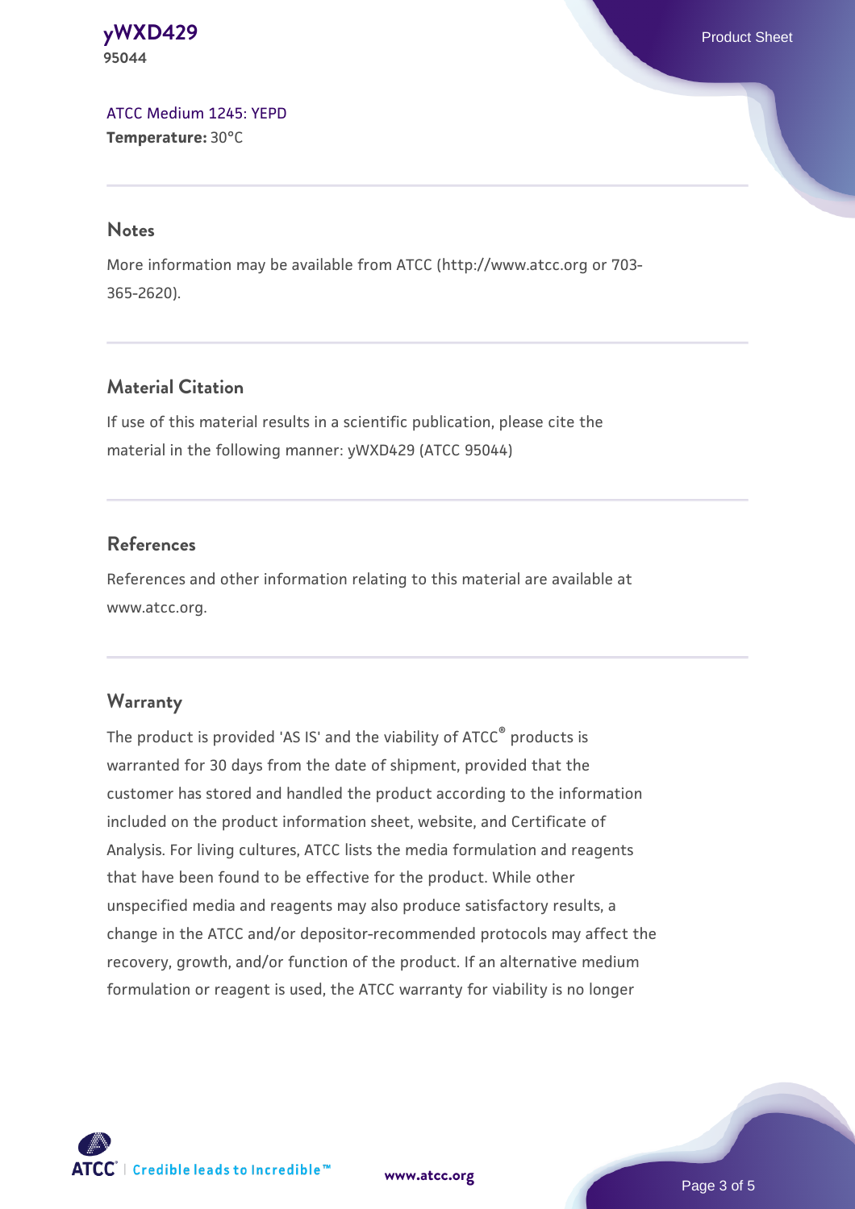[ATCC Medium 1245: YEPD](#)
**Temperature:** 30°C

## Notes

More information may be available from ATCC (http://www.atcc.org or 703-365-2620).

## Material Citation

If use of this material results in a scientific publication, please cite the material in the following manner: yWXD429 (ATCC 95044)

## References

References and other information relating to this material are available at www.atcc.org.

## Warranty

The product is provided 'AS IS' and the viability of ATCC® products is warranted for 30 days from the date of shipment, provided that the customer has stored and handled the product according to the information included on the product information sheet, website, and Certificate of Analysis. For living cultures, ATCC lists the media formulation and reagents that have been found to be effective for the product. While other unspecified media and reagents may also produce satisfactory results, a change in the ATCC and/or depositor-recommended protocols may affect the recovery, growth, and/or function of the product. If an alternative medium formulation or reagent is used, the ATCC warranty for viability is no longer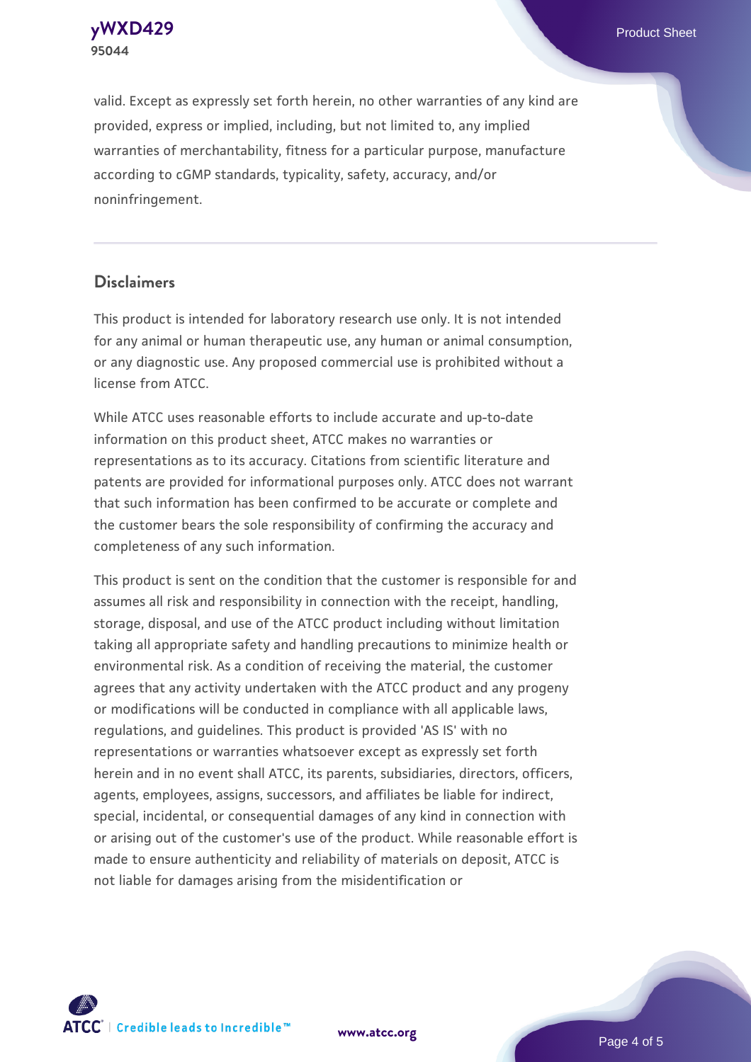valid. Except as expressly set forth herein, no other warranties of any kind are provided, express or implied, including, but not limited to, any implied warranties of merchantability, fitness for a particular purpose, manufacture according to cGMP standards, typicality, safety, accuracy, and/or noninfringement.

## Disclaimers

This product is intended for laboratory research use only. It is not intended for any animal or human therapeutic use, any human or animal consumption, or any diagnostic use. Any proposed commercial use is prohibited without a license from ATCC.

While ATCC uses reasonable efforts to include accurate and up-to-date information on this product sheet, ATCC makes no warranties or representations as to its accuracy. Citations from scientific literature and patents are provided for informational purposes only. ATCC does not warrant that such information has been confirmed to be accurate or complete and the customer bears the sole responsibility of confirming the accuracy and completeness of any such information.

This product is sent on the condition that the customer is responsible for and assumes all risk and responsibility in connection with the receipt, handling, storage, disposal, and use of the ATCC product including without limitation taking all appropriate safety and handling precautions to minimize health or environmental risk. As a condition of receiving the material, the customer agrees that any activity undertaken with the ATCC product and any progeny or modifications will be conducted in compliance with all applicable laws, regulations, and guidelines. This product is provided 'AS IS' with no representations or warranties whatsoever except as expressly set forth herein and in no event shall ATCC, its parents, subsidiaries, directors, officers, agents, employees, assigns, successors, and affiliates be liable for indirect, special, incidental, or consequential damages of any kind in connection with or arising out of the customer's use of the product. While reasonable effort is made to ensure authenticity and reliability of materials on deposit, ATCC is not liable for damages arising from the misidentification or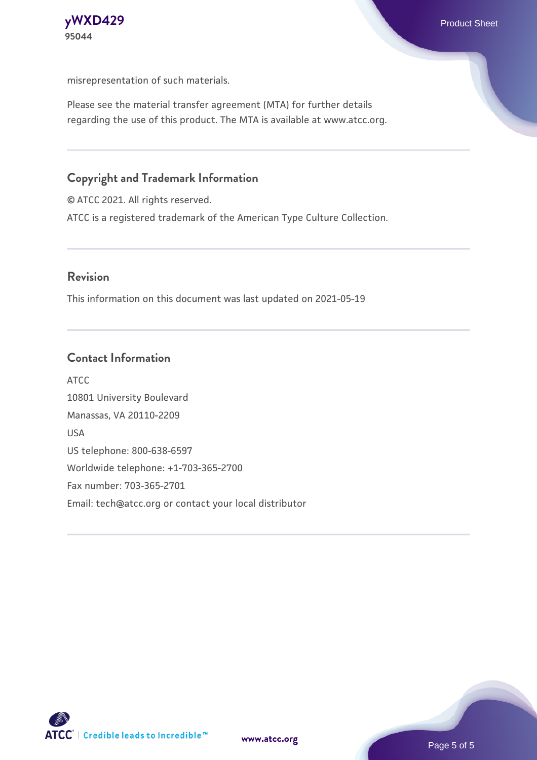misrepresentation of such materials.

Please see the material transfer agreement (MTA) for further details regarding the use of this product. The MTA is available at www.atcc.org.

## Copyright and Trademark Information

© ATCC 2021. All rights reserved.

ATCC is a registered trademark of the American Type Culture Collection.

## Revision

This information on this document was last updated on 2021-05-19

## Contact Information

ATCC
10801 University Boulevard
Manassas, VA 20110-2209
USA
US telephone: 800-638-6597
Worldwide telephone: +1-703-365-2700
Fax number: 703-365-2701
Email: tech@atcc.org or contact your local distributor